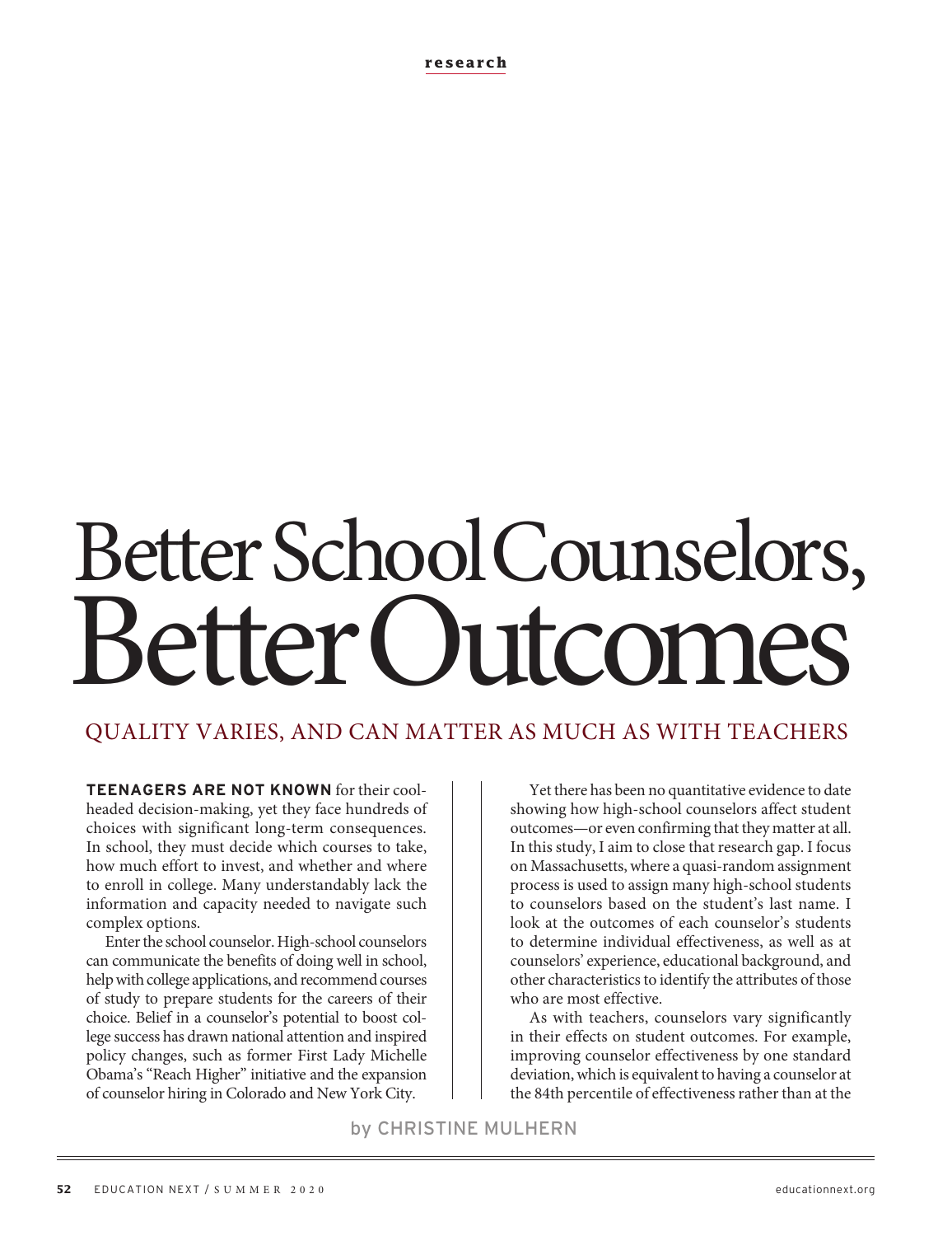research

# Better School Counselors, Better Outcomes

## QUALITY VARIES, AND CAN MATTER AS MUCH AS WITH TEACHERS

by CHRISTINE MULHERN

**TEENAGERS ARE NOT KNOWN** for their cool-headed decision-making, yet they face hundreds of choices with significant long-term consequences. In school, they must decide which courses to take, how much effort to invest, and whether and where to enroll in college. Many understandably lack the information and capacity needed to navigate such complex options.

Enter the school counselor. High-school counselors can communicate the benefits of doing well in school, help with college applications, and recommend courses of study to prepare students for the careers of their choice. Belief in a counselor's potential to boost college success has drawn national attention and inspired policy changes, such as former First Lady Michelle Obama's "Reach Higher" initiative and the expansion of counselor hiring in Colorado and New York City.

Yet there has been no quantitative evidence to date showing how high-school counselors affect student outcomes—or even confirming that they matter at all. In this study, I aim to close that research gap. I focus on Massachusetts, where a quasi-random assignment process is used to assign many high-school students to counselors based on the student's last name. I look at the outcomes of each counselor's students to determine individual effectiveness, as well as at counselors' experience, educational background, and other characteristics to identify the attributes of those who are most effective.

As with teachers, counselors vary significantly in their effects on student outcomes. For example, improving counselor effectiveness by one standard deviation, which is equivalent to having a counselor at the 84th percentile of effectiveness rather than at the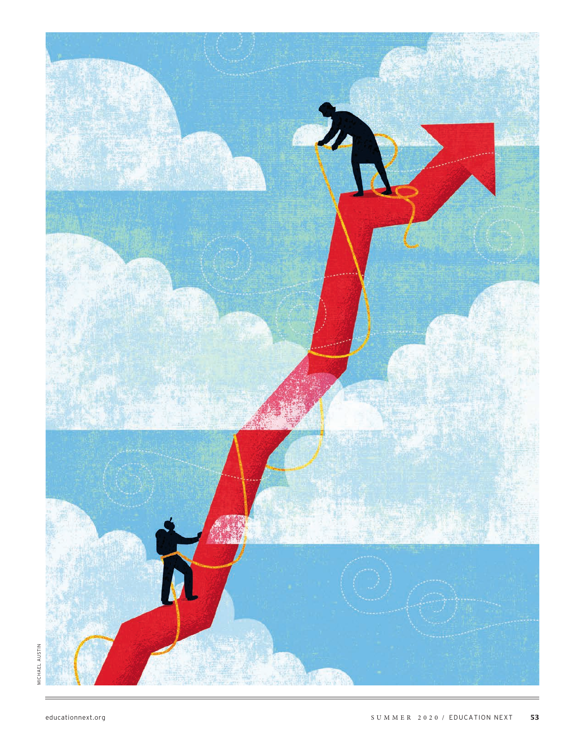MICHAEL AUSTIN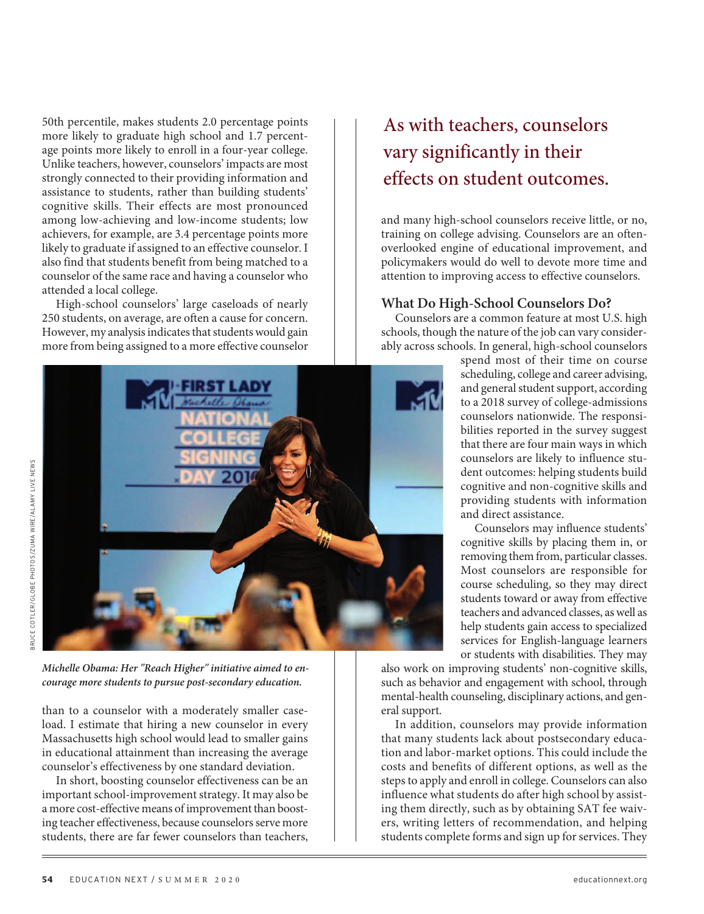50th percentile, makes students 2.0 percentage points more likely to graduate high school and 1.7 percentage points more likely to enroll in a four-year college. Unlike teachers, however, counselors' impacts are most strongly connected to their providing information and assistance to students, rather than building students' cognitive skills. Their effects are most pronounced among low-achieving and low-income students; low achievers, for example, are 3.4 percentage points more likely to graduate if assigned to an effective counselor. I also find that students benefit from being matched to a counselor of the same race and having a counselor who attended a local college.

High-school counselors' large caseloads of nearly 250 students, on average, are often a cause for concern. However, my analysis indicates that students would gain more from being assigned to a more effective counselor than to a counselor with a moderately smaller caseload. I estimate that hiring a new counselor in every Massachusetts high school would lead to smaller gains in educational attainment than increasing the average counselor's effectiveness by one standard deviation.

In short, boosting counselor effectiveness can be an important school-improvement strategy. It may also be a more cost-effective means of improvement than boosting teacher effectiveness, because counselors serve more students, there are far fewer counselors than teachers, and many high-school counselors receive little, or no, training on college advising. Counselors are an often-overlooked engine of educational improvement, and policymakers would do well to devote more time and attention to improving access to effective counselors.

> As with teachers, counselors vary significantly in their effects on student outcomes.

*Michelle Obama: Her "Reach Higher" initiative aimed to encourage more students to pursue post-secondary education.*

BRUCE COTLER/GLOBE PHOTOS/ZUMA WIRE/ALAMY LIVE NEWS

## What Do High-School Counselors Do?

Counselors are a common feature at most U.S. high schools, though the nature of the job can vary considerably across schools. In general, high-school counselors spend most of their time on course scheduling, college and career advising, and general student support, according to a 2018 survey of college-admissions counselors nationwide. The responsibilities reported in the survey suggest that there are four main ways in which counselors are likely to influence student outcomes: helping students build cognitive and non-cognitive skills and providing students with information and direct assistance.

Counselors may influence students' cognitive skills by placing them in, or removing them from, particular classes. Most counselors are responsible for course scheduling, so they may direct students toward or away from effective teachers and advanced classes, as well as help students gain access to specialized services for English-language learners or students with disabilities. They may also work on improving students' non-cognitive skills, such as behavior and engagement with school, through mental-health counseling, disciplinary actions, and general support.

In addition, counselors may provide information that many students lack about postsecondary education and labor-market options. This could include the costs and benefits of different options, as well as the steps to apply and enroll in college. Counselors can also influence what students do after high school by assisting them directly, such as by obtaining SAT fee waivers, writing letters of recommendation, and helping students complete forms and sign up for services. They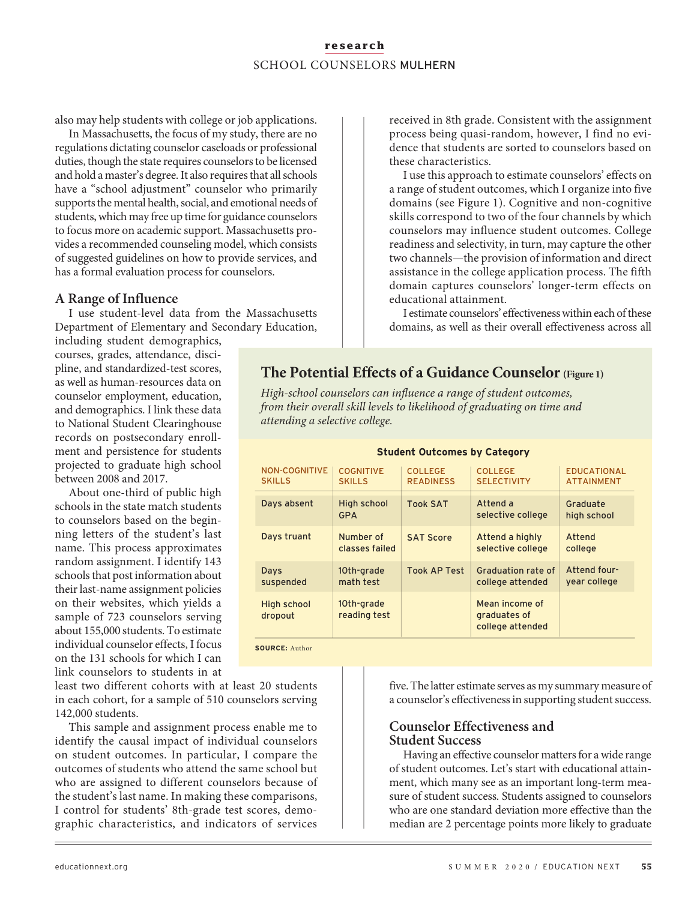also may help students with college or job applications.

In Massachusetts, the focus of my study, there are no regulations dictating counselor caseloads or professional duties, though the state requires counselors to be licensed and hold a master's degree. It also requires that all schools have a "school adjustment" counselor who primarily supports the mental health, social, and emotional needs of students, which may free up time for guidance counselors to focus more on academic support. Massachusetts provides a recommended counseling model, which consists of suggested guidelines on how to provide services, and has a formal evaluation process for counselors.

## A Range of Influence

I use student-level data from the Massachusetts Department of Elementary and Secondary Education, including student demographics, courses, grades, attendance, discipline, and standardized-test scores, as well as human-resources data on counselor employment, education, and demographics. I link these data to National Student Clearinghouse records on postsecondary enrollment and persistence for students projected to graduate high school between 2008 and 2017.

About one-third of public high schools in the state match students to counselors based on the beginning letters of the student's last name. This process approximates random assignment. I identify 143 schools that post information about their last-name assignment policies on their websites, which yields a sample of 723 counselors serving about 155,000 students. To estimate individual counselor effects, I focus on the 131 schools for which I can link counselors to students in at least two different cohorts with at least 20 students in each cohort, for a sample of 510 counselors serving 142,000 students.

This sample and assignment process enable me to identify the causal impact of individual counselors on student outcomes. In particular, I compare the outcomes of students who attend the same school but who are assigned to different counselors because of the student's last name. In making these comparisons, I control for students' 8th-grade test scores, demographic characteristics, and indicators of services received in 8th grade. Consistent with the assignment process being quasi-random, however, I find no evidence that students are sorted to counselors based on these characteristics.

I use this approach to estimate counselors' effects on a range of student outcomes, which I organize into five domains (see Figure 1). Cognitive and non-cognitive skills correspond to two of the four channels by which counselors may influence student outcomes. College readiness and selectivity, in turn, may capture the other two channels—the provision of information and direct assistance in the college application process. The fifth domain captures counselors' longer-term effects on educational attainment.

I estimate counselors' effectiveness within each of these domains, as well as their overall effectiveness across all five. The latter estimate serves as my summary measure of a counselor's effectiveness in supporting student success.

### The Potential Effects of a Guidance Counselor (Figure 1)

*High-school counselors can influence a range of student outcomes, from their overall skill levels to likelihood of graduating on time and attending a selective college.*

**Student Outcomes by Category**

| NON-COGNITIVE SKILLS | COGNITIVE SKILLS | COLLEGE READINESS | COLLEGE SELECTIVITY | EDUCATIONAL ATTAINMENT |
|---|---|---|---|---|
| Days absent | High school GPA | Took SAT | Attend a selective college | Graduate high school |
| Days truant | Number of classes failed | SAT Score | Attend a highly selective college | Attend college |
| Days suspended | 10th-grade math test | Took AP Test | Graduation rate of college attended | Attend four-year college |
| High school dropout | 10th-grade reading test | | Mean income of graduates of college attended | |

**SOURCE:** Author

## Counselor Effectiveness and Student Success

Having an effective counselor matters for a wide range of student outcomes. Let's start with educational attainment, which many see as an important long-term measure of student success. Students assigned to counselors who are one standard deviation more effective than the median are 2 percentage points more likely to graduate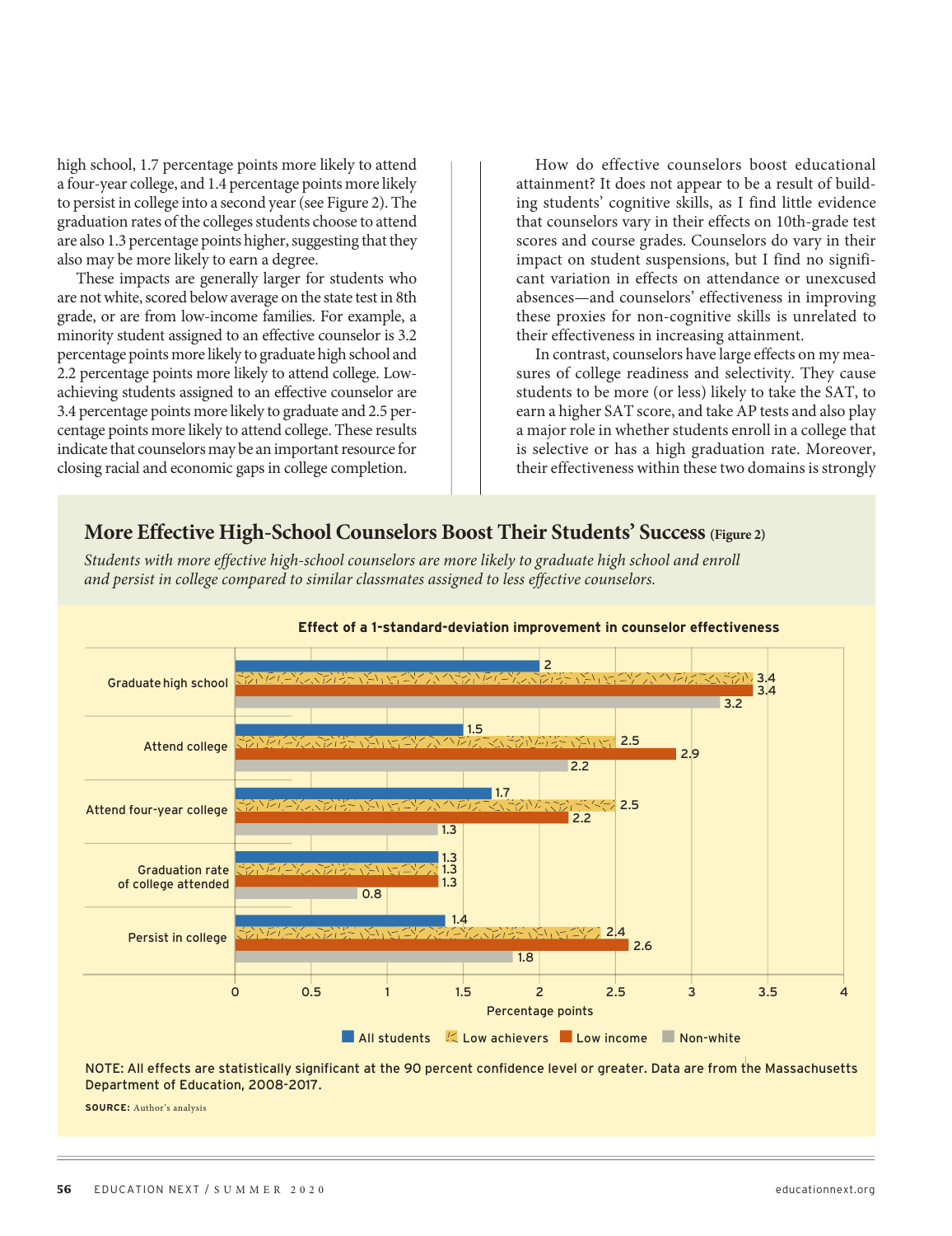high school, 1.7 percentage points more likely to attend a four-year college, and 1.4 percentage points more likely to persist in college into a second year (see Figure 2). The graduation rates of the colleges students choose to attend are also 1.3 percentage points higher, suggesting that they also may be more likely to earn a degree.

These impacts are generally larger for students who are not white, scored below average on the state test in 8th grade, or are from low-income families. For example, a minority student assigned to an effective counselor is 3.2 percentage points more likely to graduate high school and 2.2 percentage points more likely to attend college. Low-achieving students assigned to an effective counselor are 3.4 percentage points more likely to graduate and 2.5 percentage points more likely to attend college. These results indicate that counselors may be an important resource for closing racial and economic gaps in college completion.

How do effective counselors boost educational attainment? It does not appear to be a result of building students' cognitive skills, as I find little evidence that counselors vary in their effects on 10th-grade test scores and course grades. Counselors do vary in their impact on student suspensions, but I find no significant variation in effects on attendance or unexcused absences—and counselors' effectiveness in improving these proxies for non-cognitive skills is unrelated to their effectiveness in increasing attainment.

In contrast, counselors have large effects on my measures of college readiness and selectivity. They cause students to be more (or less) likely to take the SAT, to earn a higher SAT score, and take AP tests and also play a major role in whether students enroll in a college that is selective or has a high graduation rate. Moreover, their effectiveness within these two domains is strongly

## More Effective High-School Counselors Boost Their Students' Success (Figure 2)

*Students with more effective high-school counselors are more likely to graduate high school and enroll and persist in college compared to similar classmates assigned to less effective counselors.*

**Effect of a 1-standard-deviation improvement in counselor effectiveness** (Percentage points)

| Outcome | All students | Low achievers | Low income | Non-white |
|---|---|---|---|---|
| Graduate high school | 2 | 3.4 | 3.4 | 3.2 |
| Attend college | 1.5 | 2.5 | 2.9 | 2.2 |
| Attend four-year college | 1.7 | 2.5 | 2.2 | 1.3 |
| Graduation rate of college attended | 1.3 | 1.3 | 1.3 | 0.8 |
| Persist in college | 1.4 | 2.4 | 2.6 | 1.8 |

NOTE: All effects are statistically significant at the 90 percent confidence level or greater. Data are from the Massachusetts Department of Education, 2008-2017.

**SOURCE:** Author's analysis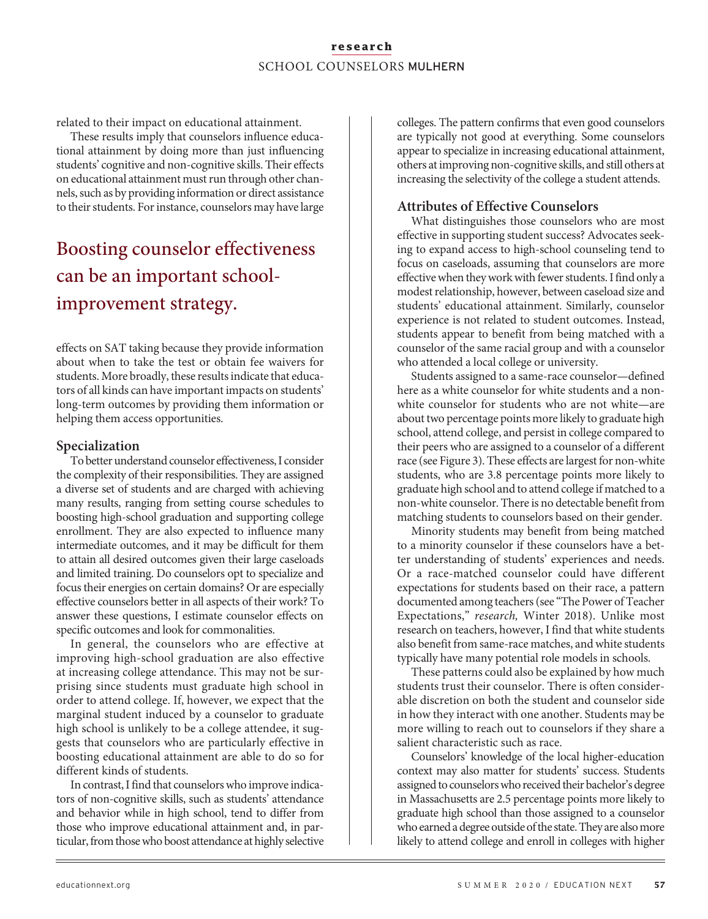related to their impact on educational attainment.

These results imply that counselors influence educational attainment by doing more than just influencing students' cognitive and non-cognitive skills. Their effects on educational attainment must run through other channels, such as by providing information or direct assistance to their students. For instance, counselors may have large effects on SAT taking because they provide information about when to take the test or obtain fee waivers for students. More broadly, these results indicate that educators of all kinds can have important impacts on students' long-term outcomes by providing them information or helping them access opportunities.

> Boosting counselor effectiveness can be an important school-improvement strategy.

### Specialization

To better understand counselor effectiveness, I consider the complexity of their responsibilities. They are assigned a diverse set of students and are charged with achieving many results, ranging from setting course schedules to boosting high-school graduation and supporting college enrollment. They are also expected to influence many intermediate outcomes, and it may be difficult for them to attain all desired outcomes given their large caseloads and limited training. Do counselors opt to specialize and focus their energies on certain domains? Or are especially effective counselors better in all aspects of their work? To answer these questions, I estimate counselor effects on specific outcomes and look for commonalities.

In general, the counselors who are effective at improving high-school graduation are also effective at increasing college attendance. This may not be surprising since students must graduate high school in order to attend college. If, however, we expect that the marginal student induced by a counselor to graduate high school is unlikely to be a college attendee, it suggests that counselors who are particularly effective in boosting educational attainment are able to do so for different kinds of students.

In contrast, I find that counselors who improve indicators of non-cognitive skills, such as students' attendance and behavior while in high school, tend to differ from those who improve educational attainment and, in particular, from those who boost attendance at highly selective colleges. The pattern confirms that even good counselors are typically not good at everything. Some counselors appear to specialize in increasing educational attainment, others at improving non-cognitive skills, and still others at increasing the selectivity of the college a student attends.

### Attributes of Effective Counselors

What distinguishes those counselors who are most effective in supporting student success? Advocates seeking to expand access to high-school counseling tend to focus on caseloads, assuming that counselors are more effective when they work with fewer students. I find only a modest relationship, however, between caseload size and students' educational attainment. Similarly, counselor experience is not related to student outcomes. Instead, students appear to benefit from being matched with a counselor of the same racial group and with a counselor who attended a local college or university.

Students assigned to a same-race counselor—defined here as a white counselor for white students and a non-white counselor for students who are not white—are about two percentage points more likely to graduate high school, attend college, and persist in college compared to their peers who are assigned to a counselor of a different race (see Figure 3). These effects are largest for non-white students, who are 3.8 percentage points more likely to graduate high school and to attend college if matched to a non-white counselor. There is no detectable benefit from matching students to counselors based on their gender.

Minority students may benefit from being matched to a minority counselor if these counselors have a better understanding of students' experiences and needs. Or a race-matched counselor could have different expectations for students based on their race, a pattern documented among teachers (see "The Power of Teacher Expectations," *research,* Winter 2018). Unlike most research on teachers, however, I find that white students also benefit from same-race matches, and white students typically have many potential role models in schools.

These patterns could also be explained by how much students trust their counselor. There is often considerable discretion on both the student and counselor side in how they interact with one another. Students may be more willing to reach out to counselors if they share a salient characteristic such as race.

Counselors' knowledge of the local higher-education context may also matter for students' success. Students assigned to counselors who received their bachelor's degree in Massachusetts are 2.5 percentage points more likely to graduate high school than those assigned to a counselor who earned a degree outside of the state. They are also more likely to attend college and enroll in colleges with higher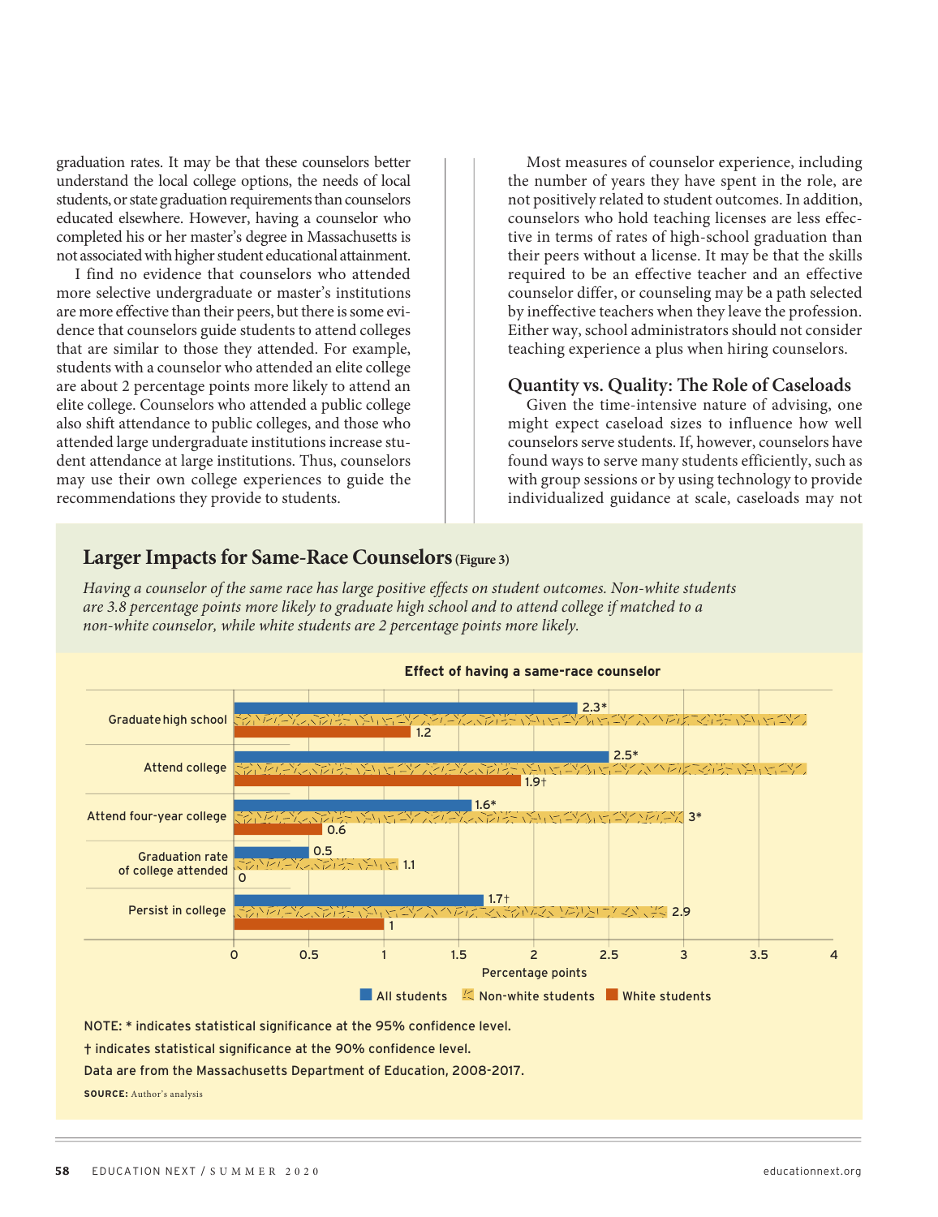graduation rates. It may be that these counselors better understand the local college options, the needs of local students, or state graduation requirements than counselors educated elsewhere. However, having a counselor who completed his or her master's degree in Massachusetts is not associated with higher student educational attainment.

I find no evidence that counselors who attended more selective undergraduate or master's institutions are more effective than their peers, but there is some evidence that counselors guide students to attend colleges that are similar to those they attended. For example, students with a counselor who attended an elite college are about 2 percentage points more likely to attend an elite college. Counselors who attended a public college also shift attendance to public colleges, and those who attended large undergraduate institutions increase student attendance at large institutions. Thus, counselors may use their own college experiences to guide the recommendations they provide to students.

Most measures of counselor experience, including the number of years they have spent in the role, are not positively related to student outcomes. In addition, counselors who hold teaching licenses are less effective in terms of rates of high-school graduation than their peers without a license. It may be that the skills required to be an effective teacher and an effective counselor differ, or counseling may be a path selected by ineffective teachers when they leave the profession. Either way, school administrators should not consider teaching experience a plus when hiring counselors.

## Quantity vs. Quality: The Role of Caseloads

Given the time-intensive nature of advising, one might expect caseload sizes to influence how well counselors serve students. If, however, counselors have found ways to serve many students efficiently, such as with group sessions or by using technology to provide individualized guidance at scale, caseloads may not

### Larger Impacts for Same-Race Counselors (Figure 3)

*Having a counselor of the same race has large positive effects on student outcomes. Non-white students are 3.8 percentage points more likely to graduate high school and to attend college if matched to a non-white counselor, while white students are 2 percentage points more likely.*

**Effect of having a same-race counselor** (Percentage points)

| Outcome | All students | Non-white students | White students |
|---|---|---|---|
| Graduate high school | 2.3* | 3.8 | 1.2 |
| Attend college | 2.5* | 3.8 | 1.9† |
| Attend four-year college | 1.6* | 3* | 0.6 |
| Graduation rate of college attended | 0.5 | 1.1 | 0 |
| Persist in college | 1.7† | 2.9 | 1 |

NOTE: * indicates statistical significance at the 95% confidence level.

† indicates statistical significance at the 90% confidence level.

Data are from the Massachusetts Department of Education, 2008-2017.

**SOURCE:** Author's analysis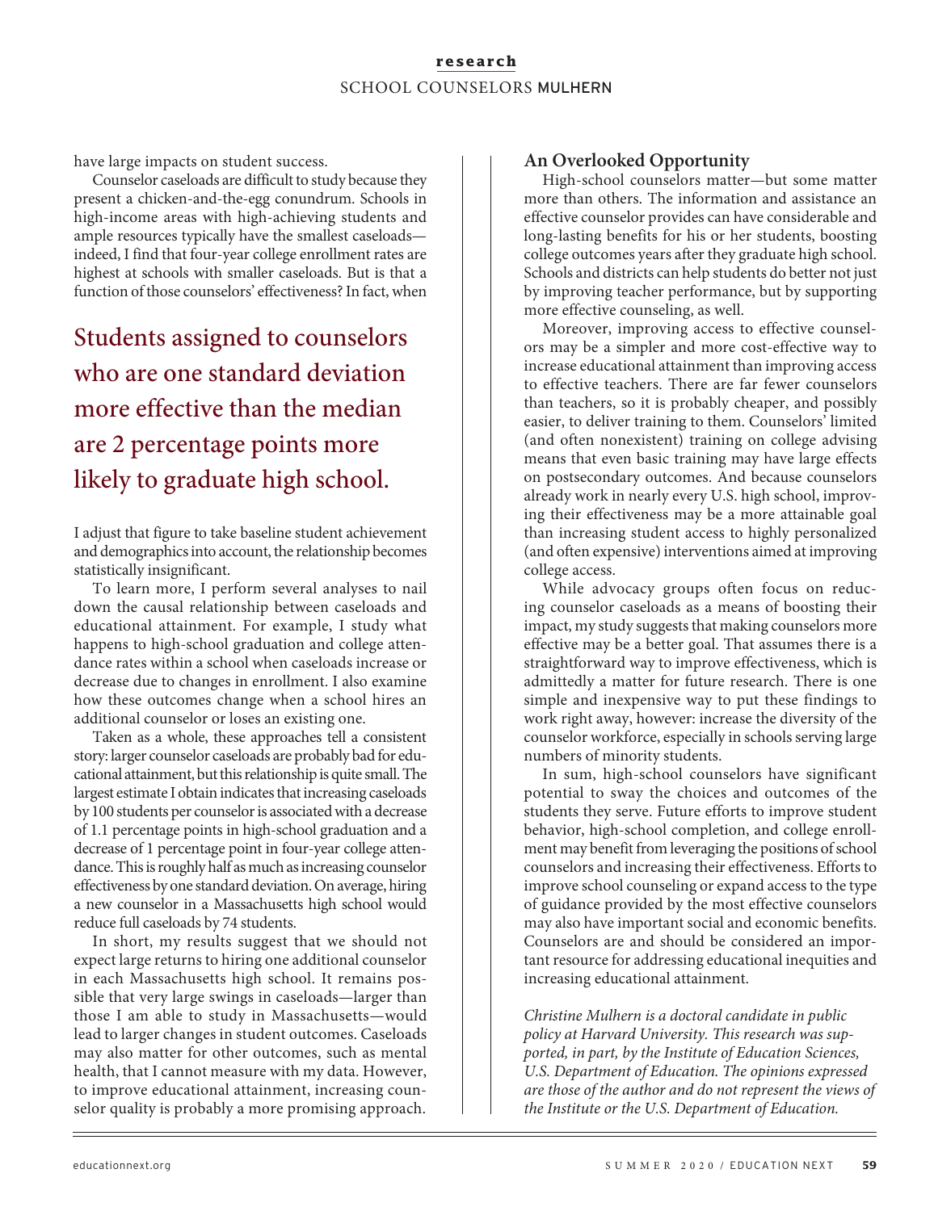have large impacts on student success.

Counselor caseloads are difficult to study because they present a chicken-and-the-egg conundrum. Schools in high-income areas with high-achieving students and ample resources typically have the smallest caseloads—indeed, I find that four-year college enrollment rates are highest at schools with smaller caseloads. But is that a function of those counselors' effectiveness? In fact, when I adjust that figure to take baseline student achievement and demographics into account, the relationship becomes statistically insignificant.

> Students assigned to counselors who are one standard deviation more effective than the median are 2 percentage points more likely to graduate high school.

To learn more, I perform several analyses to nail down the causal relationship between caseloads and educational attainment. For example, I study what happens to high-school graduation and college attendance rates within a school when caseloads increase or decrease due to changes in enrollment. I also examine how these outcomes change when a school hires an additional counselor or loses an existing one.

Taken as a whole, these approaches tell a consistent story: larger counselor caseloads are probably bad for educational attainment, but this relationship is quite small. The largest estimate I obtain indicates that increasing caseloads by 100 students per counselor is associated with a decrease of 1.1 percentage points in high-school graduation and a decrease of 1 percentage point in four-year college attendance. This is roughly half as much as increasing counselor effectiveness by one standard deviation. On average, hiring a new counselor in a Massachusetts high school would reduce full caseloads by 74 students.

In short, my results suggest that we should not expect large returns to hiring one additional counselor in each Massachusetts high school. It remains possible that very large swings in caseloads—larger than those I am able to study in Massachusetts—would lead to larger changes in student outcomes. Caseloads may also matter for other outcomes, such as mental health, that I cannot measure with my data. However, to improve educational attainment, increasing counselor quality is probably a more promising approach.

## An Overlooked Opportunity

High-school counselors matter—but some matter more than others. The information and assistance an effective counselor provides can have considerable and long-lasting benefits for his or her students, boosting college outcomes years after they graduate high school. Schools and districts can help students do better not just by improving teacher performance, but by supporting more effective counseling, as well.

Moreover, improving access to effective counselors may be a simpler and more cost-effective way to increase educational attainment than improving access to effective teachers. There are far fewer counselors than teachers, so it is probably cheaper, and possibly easier, to deliver training to them. Counselors' limited (and often nonexistent) training on college advising means that even basic training may have large effects on postsecondary outcomes. And because counselors already work in nearly every U.S. high school, improving their effectiveness may be a more attainable goal than increasing student access to highly personalized (and often expensive) interventions aimed at improving college access.

While advocacy groups often focus on reducing counselor caseloads as a means of boosting their impact, my study suggests that making counselors more effective may be a better goal. That assumes there is a straightforward way to improve effectiveness, which is admittedly a matter for future research. There is one simple and inexpensive way to put these findings to work right away, however: increase the diversity of the counselor workforce, especially in schools serving large numbers of minority students.

In sum, high-school counselors have significant potential to sway the choices and outcomes of the students they serve. Future efforts to improve student behavior, high-school completion, and college enrollment may benefit from leveraging the positions of school counselors and increasing their effectiveness. Efforts to improve school counseling or expand access to the type of guidance provided by the most effective counselors may also have important social and economic benefits. Counselors are and should be considered an important resource for addressing educational inequities and increasing educational attainment.

*Christine Mulhern is a doctoral candidate in public policy at Harvard University. This research was supported, in part, by the Institute of Education Sciences, U.S. Department of Education. The opinions expressed are those of the author and do not represent the views of the Institute or the U.S. Department of Education.*